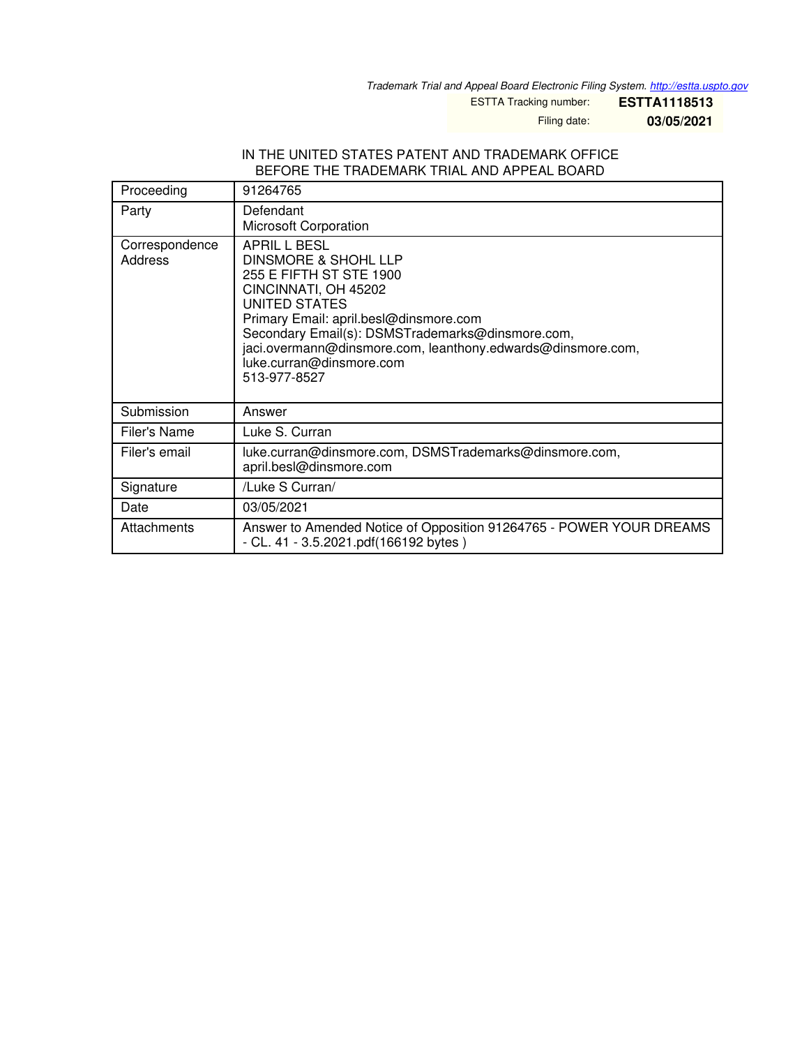Trademark Trial and Appeal Board Electronic Filing System. http://estta.uspto.gov

ESTTA Tracking number: **ESTTA1118513**

Filing date: **03/05/2021**

IN THE UNITED STATES PATENT AND TRADEMARK OFFICE
BEFORE THE TRADEMARK TRIAL AND APPEAL BOARD

| | |
|---|---|
| Proceeding | 91264765 |
| Party | Defendant<br>Microsoft Corporation |
| Correspondence Address | APRIL L BESL<br>DINSMORE & SHOHL LLP<br>255 E FIFTH ST STE 1900<br>CINCINNATI, OH 45202<br>UNITED STATES<br>Primary Email: april.besl@dinsmore.com<br>Secondary Email(s): DSMSTrademarks@dinsmore.com, jaci.overmann@dinsmore.com, leanthony.edwards@dinsmore.com, luke.curran@dinsmore.com<br>513-977-8527 |
| Submission | Answer |
| Filer's Name | Luke S. Curran |
| Filer's email | luke.curran@dinsmore.com, DSMSTrademarks@dinsmore.com, april.besl@dinsmore.com |
| Signature | /Luke S Curran/ |
| Date | 03/05/2021 |
| Attachments | Answer to Amended Notice of Opposition 91264765 - POWER YOUR DREAMS - CL. 41 - 3.5.2021.pdf(166192 bytes ) |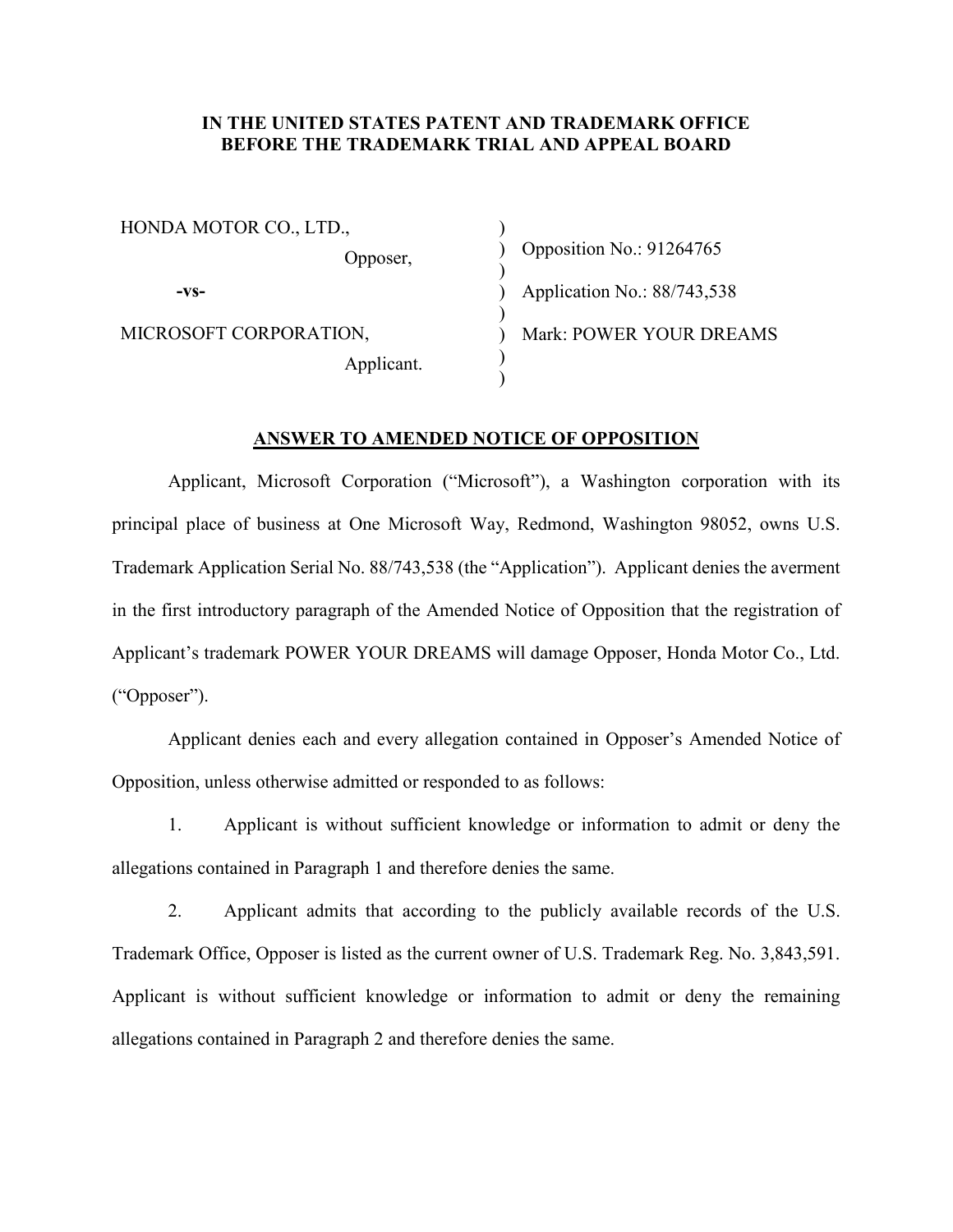**IN THE UNITED STATES PATENT AND TRADEMARK OFFICE**
**BEFORE THE TRADEMARK TRIAL AND APPEAL BOARD**

| | | |
|---|---|---|
| HONDA MOTOR CO., LTD., | ) | |
| Opposer, | ) | Opposition No.: 91264765 |
| | ) | |
| **-vs-** | ) | Application No.: 88/743,538 |
| | ) | |
| MICROSOFT CORPORATION, | ) | Mark: POWER YOUR DREAMS |
| Applicant. | ) | |
| | ) | |

**ANSWER TO AMENDED NOTICE OF OPPOSITION**

Applicant, Microsoft Corporation ("Microsoft"), a Washington corporation with its principal place of business at One Microsoft Way, Redmond, Washington 98052, owns U.S. Trademark Application Serial No. 88/743,538 (the "Application"). Applicant denies the averment in the first introductory paragraph of the Amended Notice of Opposition that the registration of Applicant's trademark POWER YOUR DREAMS will damage Opposer, Honda Motor Co., Ltd. ("Opposer").

Applicant denies each and every allegation contained in Opposer's Amended Notice of Opposition, unless otherwise admitted or responded to as follows:

1. Applicant is without sufficient knowledge or information to admit or deny the allegations contained in Paragraph 1 and therefore denies the same.

2. Applicant admits that according to the publicly available records of the U.S. Trademark Office, Opposer is listed as the current owner of U.S. Trademark Reg. No. 3,843,591. Applicant is without sufficient knowledge or information to admit or deny the remaining allegations contained in Paragraph 2 and therefore denies the same.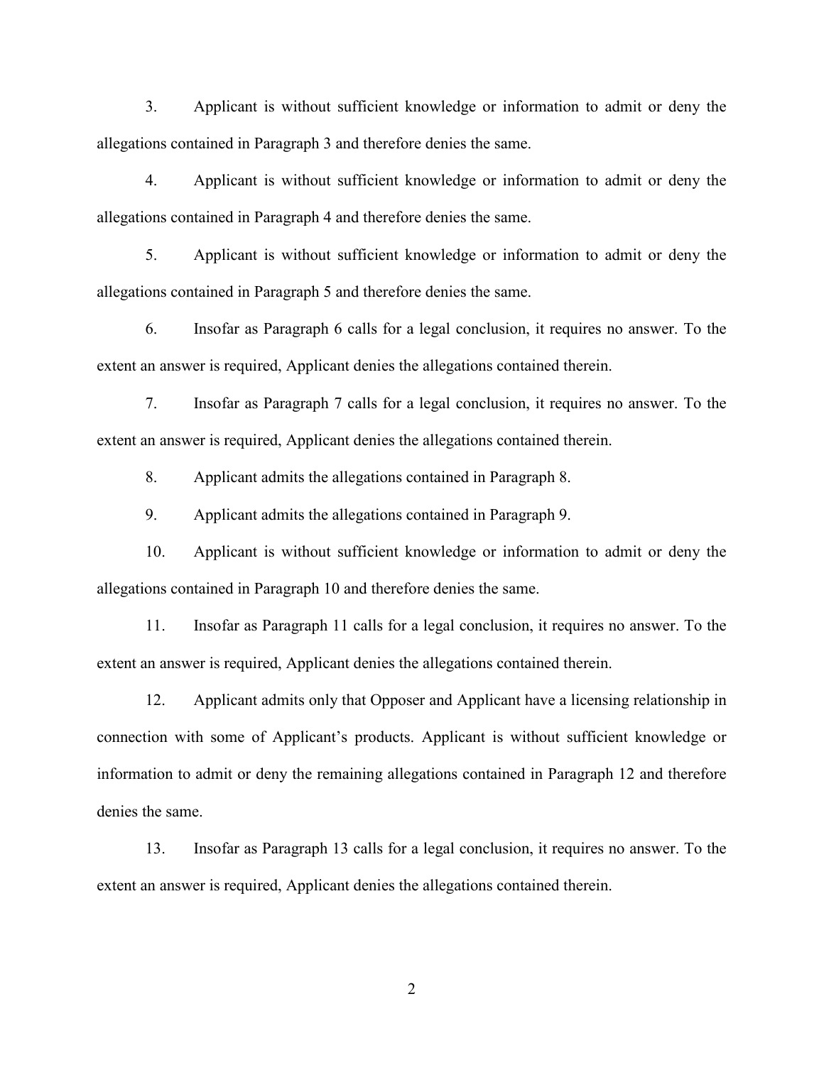3. Applicant is without sufficient knowledge or information to admit or deny the allegations contained in Paragraph 3 and therefore denies the same.

4. Applicant is without sufficient knowledge or information to admit or deny the allegations contained in Paragraph 4 and therefore denies the same.

5. Applicant is without sufficient knowledge or information to admit or deny the allegations contained in Paragraph 5 and therefore denies the same.

6. Insofar as Paragraph 6 calls for a legal conclusion, it requires no answer. To the extent an answer is required, Applicant denies the allegations contained therein.

7. Insofar as Paragraph 7 calls for a legal conclusion, it requires no answer. To the extent an answer is required, Applicant denies the allegations contained therein.

8. Applicant admits the allegations contained in Paragraph 8.

9. Applicant admits the allegations contained in Paragraph 9.

10. Applicant is without sufficient knowledge or information to admit or deny the allegations contained in Paragraph 10 and therefore denies the same.

11. Insofar as Paragraph 11 calls for a legal conclusion, it requires no answer. To the extent an answer is required, Applicant denies the allegations contained therein.

12. Applicant admits only that Opposer and Applicant have a licensing relationship in connection with some of Applicant's products. Applicant is without sufficient knowledge or information to admit or deny the remaining allegations contained in Paragraph 12 and therefore denies the same.

13. Insofar as Paragraph 13 calls for a legal conclusion, it requires no answer. To the extent an answer is required, Applicant denies the allegations contained therein.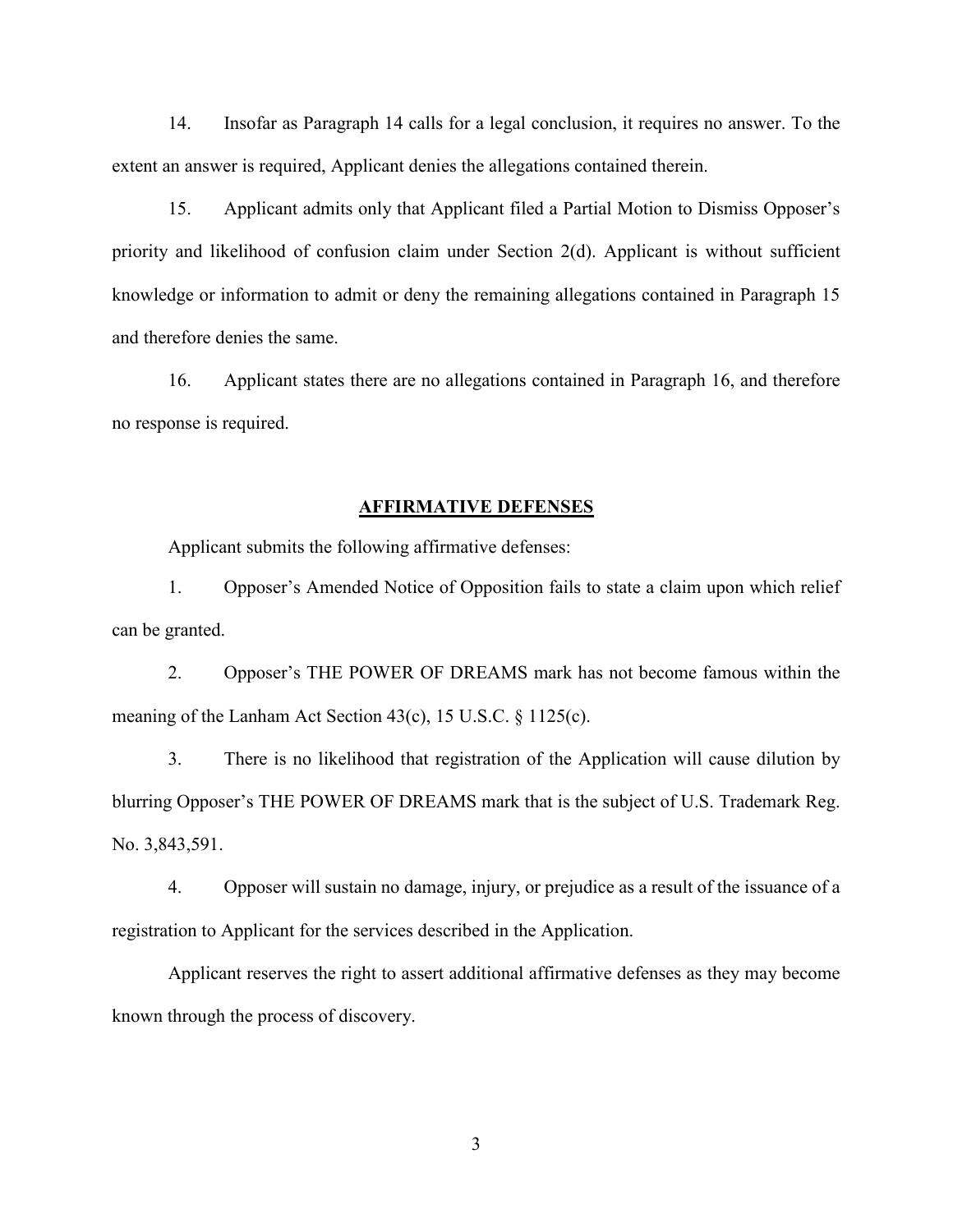14. Insofar as Paragraph 14 calls for a legal conclusion, it requires no answer. To the extent an answer is required, Applicant denies the allegations contained therein.

15. Applicant admits only that Applicant filed a Partial Motion to Dismiss Opposer's priority and likelihood of confusion claim under Section 2(d). Applicant is without sufficient knowledge or information to admit or deny the remaining allegations contained in Paragraph 15 and therefore denies the same.

16. Applicant states there are no allegations contained in Paragraph 16, and therefore no response is required.

## AFFIRMATIVE DEFENSES

Applicant submits the following affirmative defenses:

1. Opposer's Amended Notice of Opposition fails to state a claim upon which relief can be granted.

2. Opposer's THE POWER OF DREAMS mark has not become famous within the meaning of the Lanham Act Section 43(c), 15 U.S.C. § 1125(c).

3. There is no likelihood that registration of the Application will cause dilution by blurring Opposer's THE POWER OF DREAMS mark that is the subject of U.S. Trademark Reg. No. 3,843,591.

4. Opposer will sustain no damage, injury, or prejudice as a result of the issuance of a registration to Applicant for the services described in the Application.

Applicant reserves the right to assert additional affirmative defenses as they may become known through the process of discovery.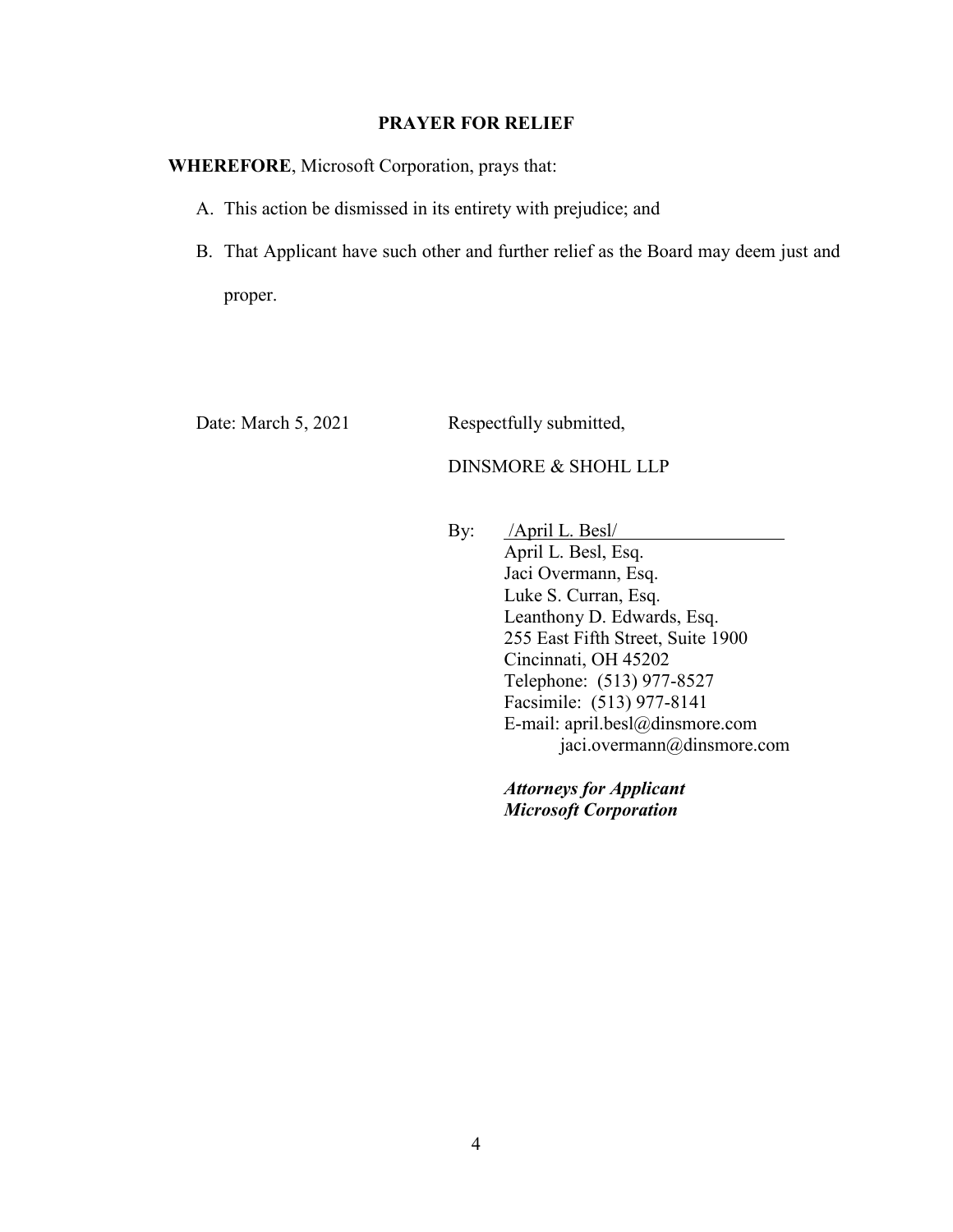## PRAYER FOR RELIEF

**WHEREFORE**, Microsoft Corporation, prays that:

A. This action be dismissed in its entirety with prejudice; and

B. That Applicant have such other and further relief as the Board may deem just and proper.

Date: March 5, 2021

Respectfully submitted,

DINSMORE & SHOHL LLP

By: /April L. Besl/

April L. Besl, Esq.
Jaci Overmann, Esq.
Luke S. Curran, Esq.
Leanthony D. Edwards, Esq.
255 East Fifth Street, Suite 1900
Cincinnati, OH 45202
Telephone: (513) 977-8527
Facsimile: (513) 977-8141
E-mail: april.besl@dinsmore.com
jaci.overmann@dinsmore.com

***Attorneys for Applicant***
***Microsoft Corporation***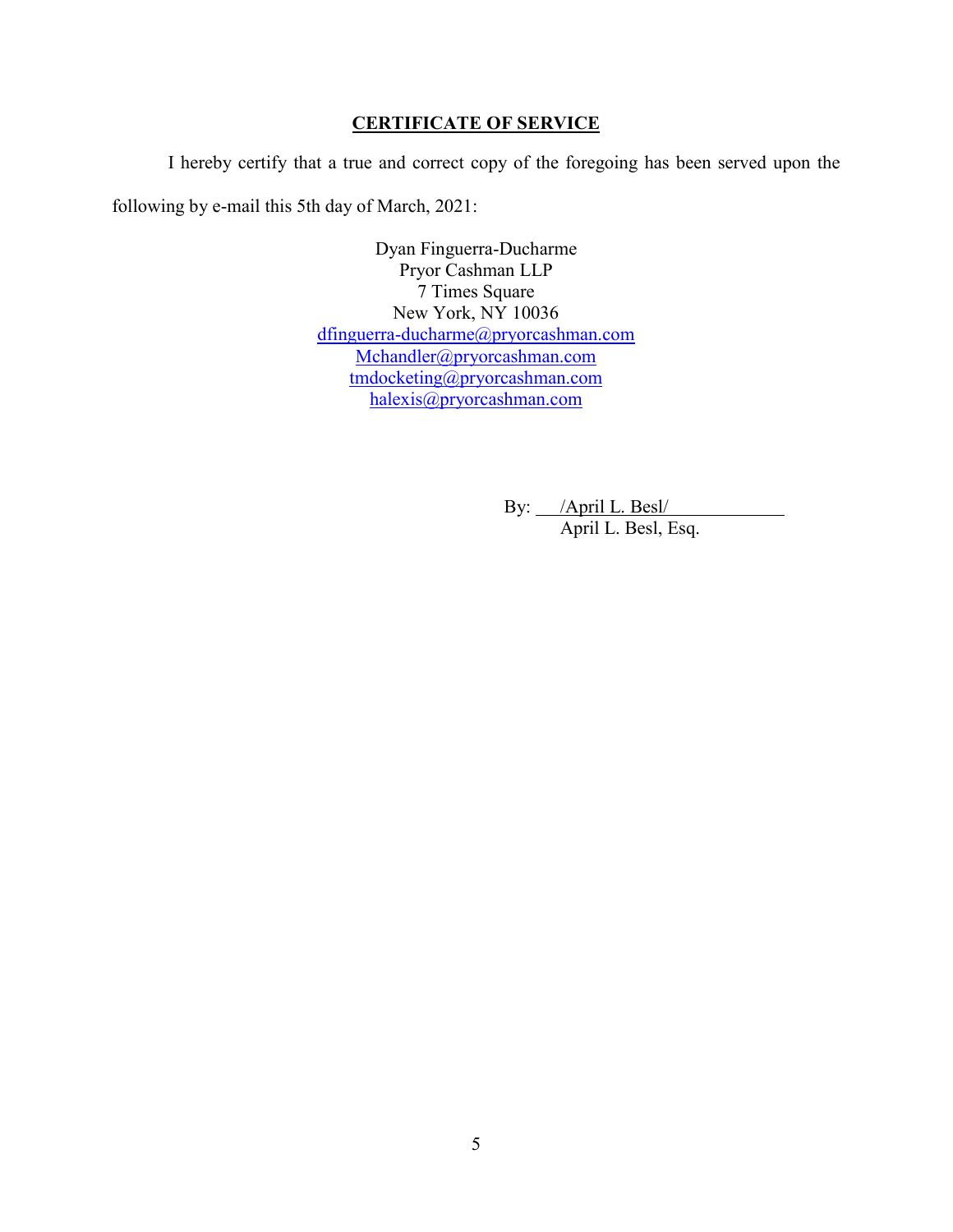**CERTIFICATE OF SERVICE**

I hereby certify that a true and correct copy of the foregoing has been served upon the following by e-mail this 5th day of March, 2021:

Dyan Finguerra-Ducharme
Pryor Cashman LLP
7 Times Square
New York, NY 10036
dfinguerra-ducharme@pryorcashman.com
Mchandler@pryorcashman.com
tmdocketing@pryorcashman.com
halexis@pryorcashman.com

By: /April L. Besl/
April L. Besl, Esq.